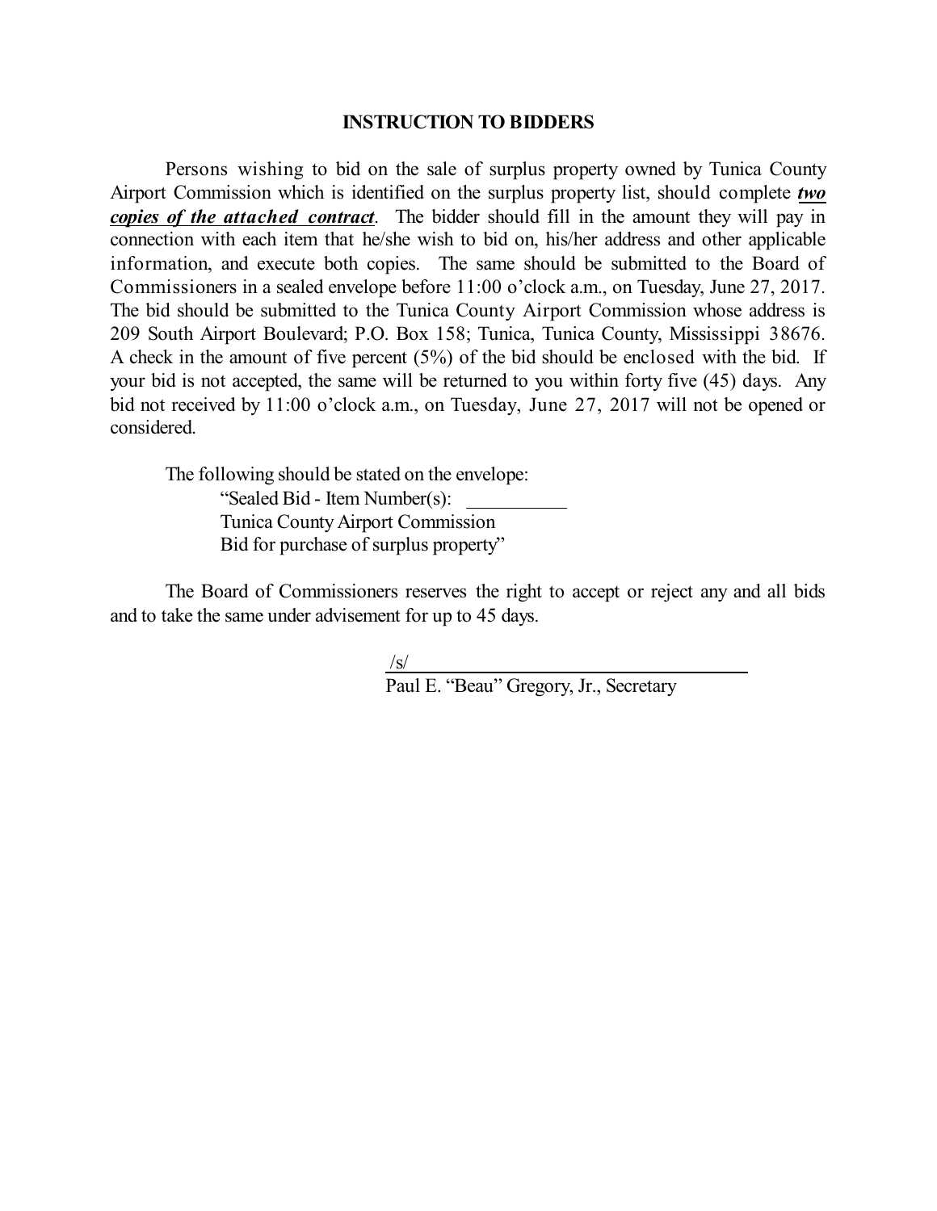# INSTRUCTION TO BIDDERS

Persons wishing to bid on the sale of surplus property owned by Tunica County Airport Commission which is identified on the surplus property list, should complete ***two copies of the attached contract***. The bidder should fill in the amount they will pay in connection with each item that he/she wish to bid on, his/her address and other applicable information, and execute both copies. The same should be submitted to the Board of Commissioners in a sealed envelope before 11:00 o'clock a.m., on Tuesday, June 27, 2017. The bid should be submitted to the Tunica County Airport Commission whose address is 209 South Airport Boulevard; P.O. Box 158; Tunica, Tunica County, Mississippi 38676. A check in the amount of five percent (5%) of the bid should be enclosed with the bid. If your bid is not accepted, the same will be returned to you within forty five (45) days. Any bid not received by 11:00 o'clock a.m., on Tuesday, June 27, 2017 will not be opened or considered.

The following should be stated on the envelope:

"Sealed Bid - Item Number(s): __________
Tunica County Airport Commission
Bid for purchase of surplus property"

The Board of Commissioners reserves the right to accept or reject any and all bids and to take the same under advisement for up to 45 days.

/s/ ________________________________
Paul E. "Beau" Gregory, Jr., Secretary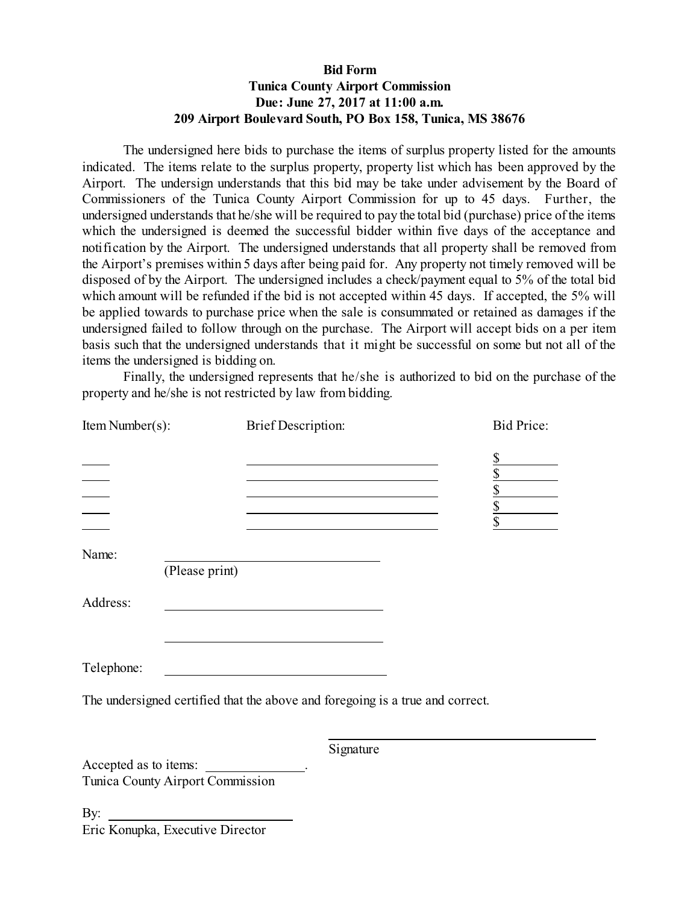**Bid Form**
**Tunica County Airport Commission**
**Due: June 27, 2017 at 11:00 a.m.**
**209 Airport Boulevard South, PO Box 158, Tunica, MS 38676**

The undersigned here bids to purchase the items of surplus property listed for the amounts indicated. The items relate to the surplus property, property list which has been approved by the Airport. The undersign understands that this bid may be take under advisement by the Board of Commissioners of the Tunica County Airport Commission for up to 45 days. Further, the undersigned understands that he/she will be required to pay the total bid (purchase) price of the items which the undersigned is deemed the successful bidder within five days of the acceptance and notification by the Airport. The undersigned understands that all property shall be removed from the Airport's premises within 5 days after being paid for. Any property not timely removed will be disposed of by the Airport. The undersigned includes a check/payment equal to 5% of the total bid which amount will be refunded if the bid is not accepted within 45 days. If accepted, the 5% will be applied towards to purchase price when the sale is consummated or retained as damages if the undersigned failed to follow through on the purchase. The Airport will accept bids on a per item basis such that the undersigned understands that it might be successful on some but not all of the items the undersigned is bidding on.

Finally, the undersigned represents that he/she is authorized to bid on the purchase of the property and he/she is not restricted by law from bidding.

| Item Number(s): | Brief Description: | Bid Price: |
|---|---|---|
| ____ | ______________________________ | $________ |
| ____ | ______________________________ | $________ |
| ____ | ______________________________ | $________ |
| ____ | ______________________________ | $________ |
| ____ | ______________________________ | $________ |

Name: ________________________________
(Please print)

Address: ________________________________

________________________________

Telephone: ________________________________

The undersigned certified that the above and foregoing is a true and correct.

________________________________________
Signature

Accepted as to items: ______________.
Tunica County Airport Commission

By: ____________________________
Eric Konupka, Executive Director